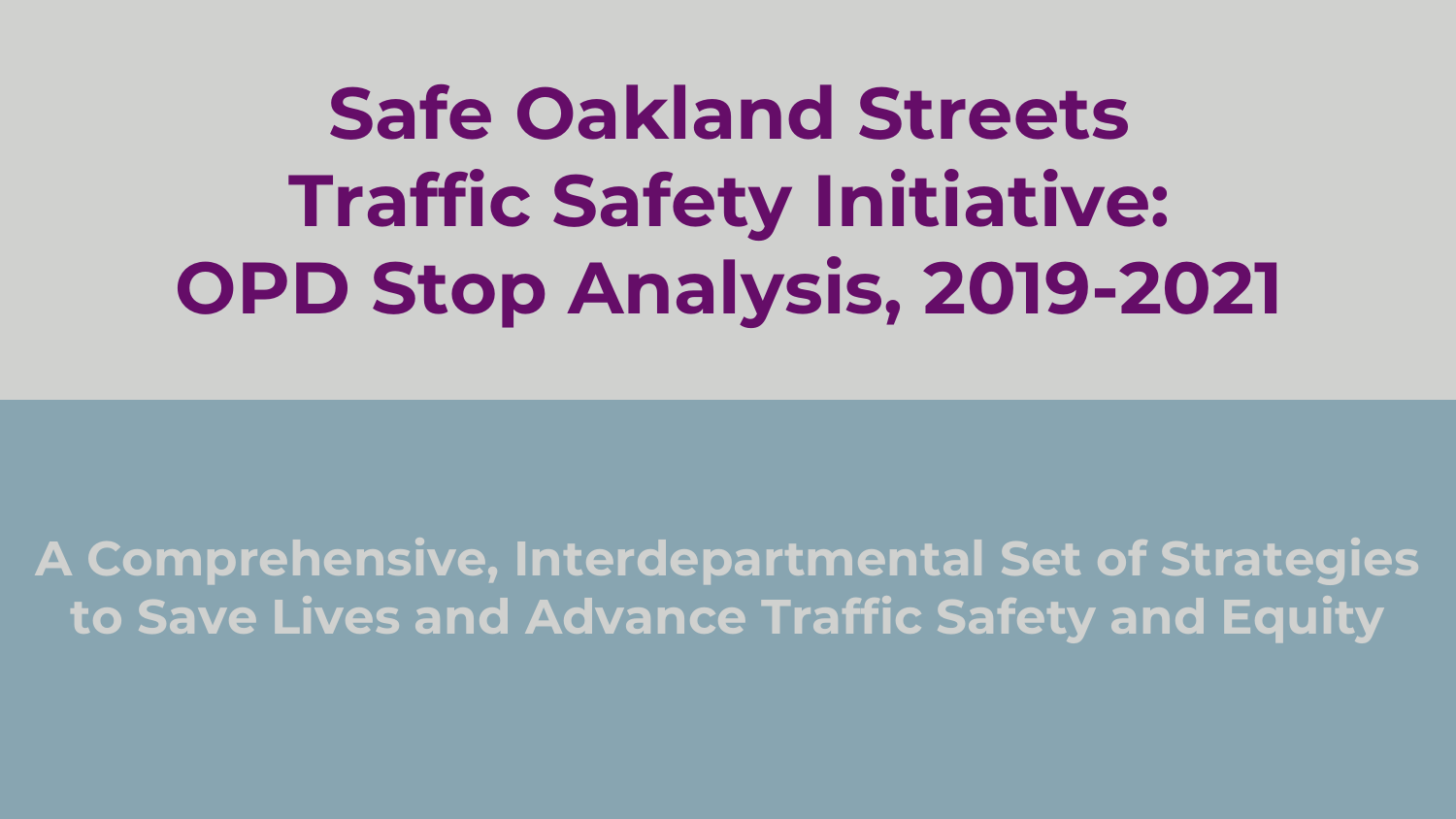# Safe Oakland Streets Traffic Safety Initiative: OPD Stop Analysis, 2019-2021

## A Comprehensive, Interdepartmental Set of Strategies to Save Lives and Advance Traffic Safety and Equity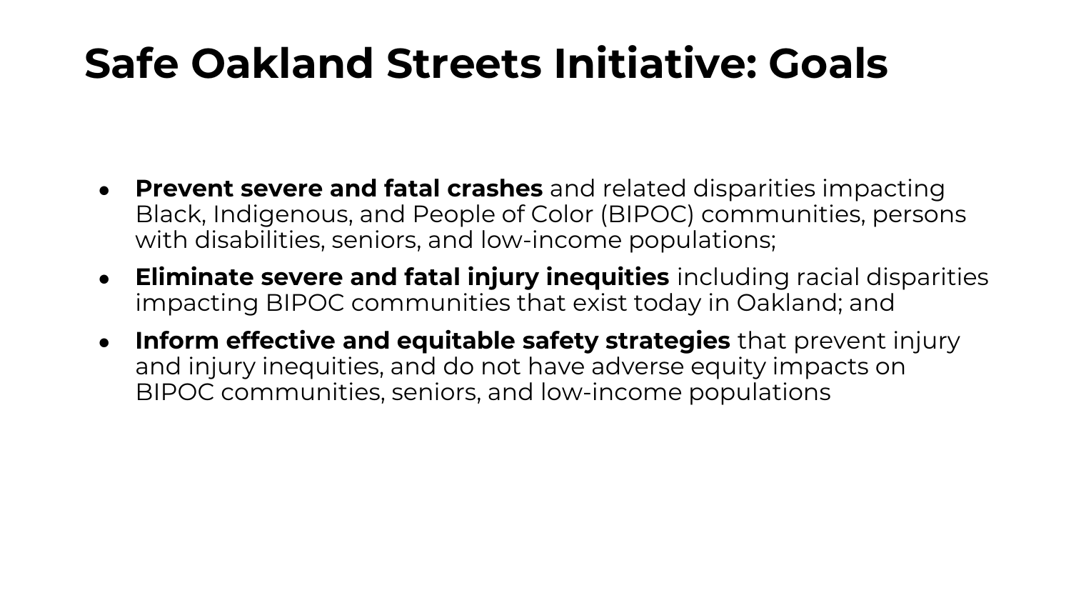# Safe Oakland Streets Initiative: Goals

- **Prevent severe and fatal crashes** and related disparities impacting Black, Indigenous, and People of Color (BIPOC) communities, persons with disabilities, seniors, and low-income populations;
- **Eliminate severe and fatal injury inequities** including racial disparities impacting BIPOC communities that exist today in Oakland; and
- **Inform effective and equitable safety strategies** that prevent injury and injury inequities, and do not have adverse equity impacts on BIPOC communities, seniors, and low-income populations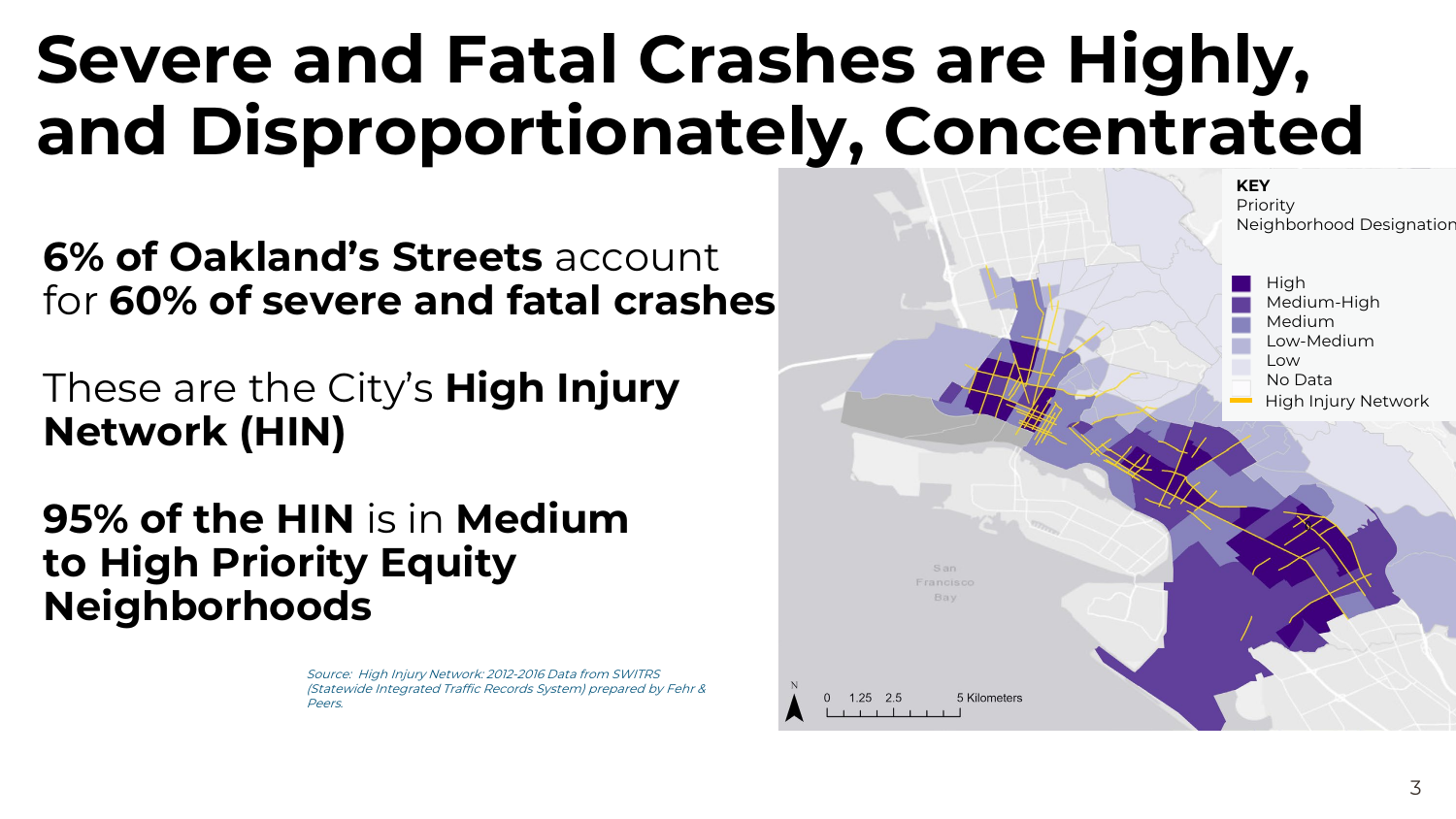# Severe and Fatal Crashes are Highly, and Disproportionately, Concentrated

**6% of Oakland's Streets** account for **60% of severe and fatal crashes**

These are the City's **High Injury Network (HIN)**

**95% of the HIN** is in **Medium to High Priority Equity Neighborhoods**

*Source: High Injury Network: 2012-2016 Data from SWITRS (Statewide Integrated Traffic Records System) prepared by Fehr & Peers.*

**KEY**
Priority Neighborhood Designation

- High
- Medium-High
- Medium
- Low-Medium
- Low
- No Data
- High Injury Network

San Francisco Bay

0 1.25 2.5 5 Kilometers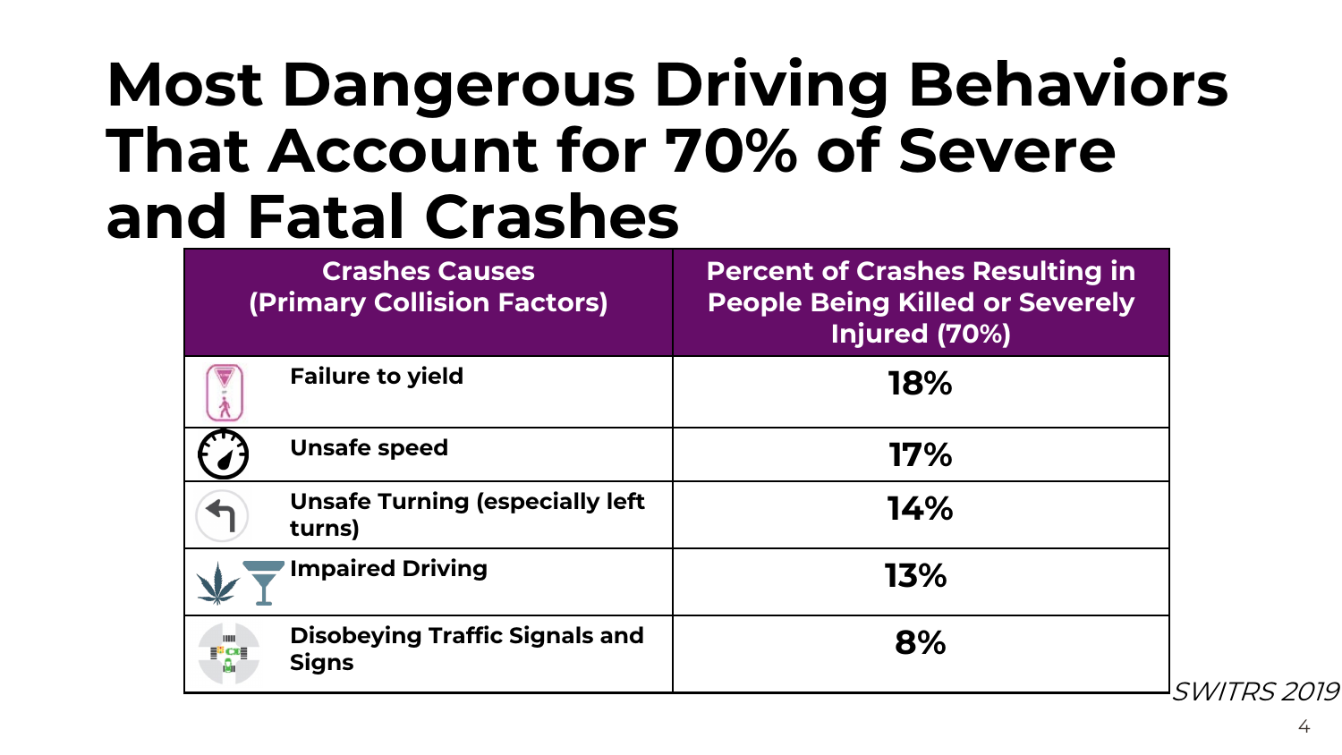# Most Dangerous Driving Behaviors That Account for 70% of Severe and Fatal Crashes

| Crashes Causes (Primary Collision Factors) | Percent of Crashes Resulting in People Being Killed or Severely Injured (70%) |
|---|---|
| Failure to yield | 18% |
| Unsafe speed | 17% |
| Unsafe Turning (especially left turns) | 14% |
| Impaired Driving | 13% |
| Disobeying Traffic Signals and Signs | 8% |

*SWITRS 2019*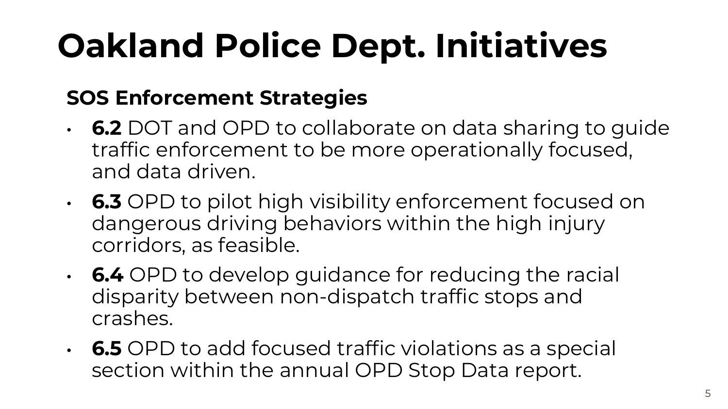# Oakland Police Dept. Initiatives

## SOS Enforcement Strategies

- **6.2** DOT and OPD to collaborate on data sharing to guide traffic enforcement to be more operationally focused, and data driven.
- **6.3** OPD to pilot high visibility enforcement focused on dangerous driving behaviors within the high injury corridors, as feasible.
- **6.4** OPD to develop guidance for reducing the racial disparity between non-dispatch traffic stops and crashes.
- **6.5** OPD to add focused traffic violations as a special section within the annual OPD Stop Data report.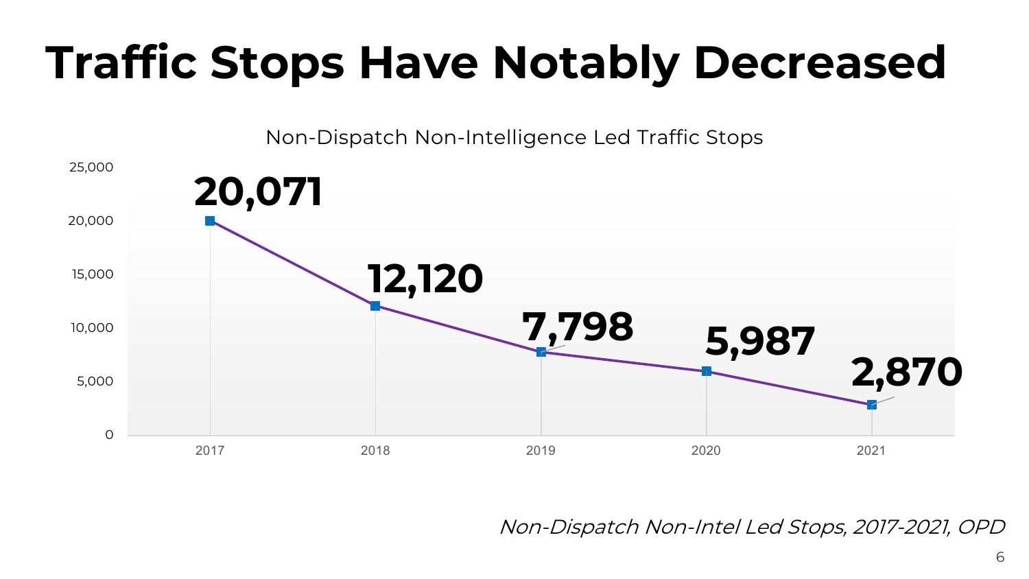# Traffic Stops Have Notably Decreased

Non-Dispatch Non-Intelligence Led Traffic Stops

| Year | Stops |
|---|---|
| 2017 | 20,071 |
| 2018 | 12,120 |
| 2019 | 7,798 |
| 2020 | 5,987 |
| 2021 | 2,870 |

*Non-Dispatch Non-Intel Led Stops, 2017-2021, OPD*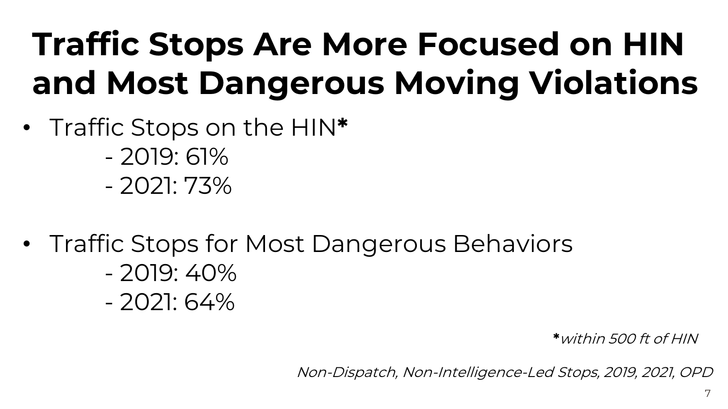# Traffic Stops Are More Focused on HIN and Most Dangerous Moving Violations

- Traffic Stops on the HIN**\***
  - 2019: 61%
  - 2021: 73%

- Traffic Stops for Most Dangerous Behaviors
  - 2019: 40%
  - 2021: 64%

**\*** *within 500 ft of HIN*

*Non-Dispatch, Non-Intelligence-Led Stops, 2019, 2021, OPD*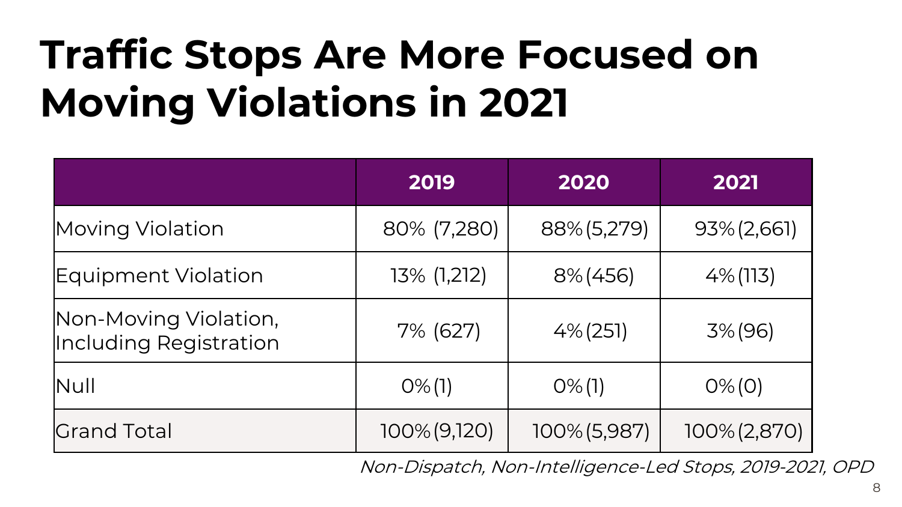# Traffic Stops Are More Focused on Moving Violations in 2021

| | 2019 | 2020 | 2021 |
|---|---|---|---|
| Moving Violation | 80% (7,280) | 88% (5,279) | 93% (2,661) |
| Equipment Violation | 13% (1,212) | 8% (456) | 4% (113) |
| Non-Moving Violation, Including Registration | 7% (627) | 4% (251) | 3% (96) |
| Null | 0% (1) | 0% (1) | 0% (0) |
| Grand Total | 100% (9,120) | 100% (5,987) | 100% (2,870) |

*Non-Dispatch, Non-Intelligence-Led Stops, 2019-2021, OPD*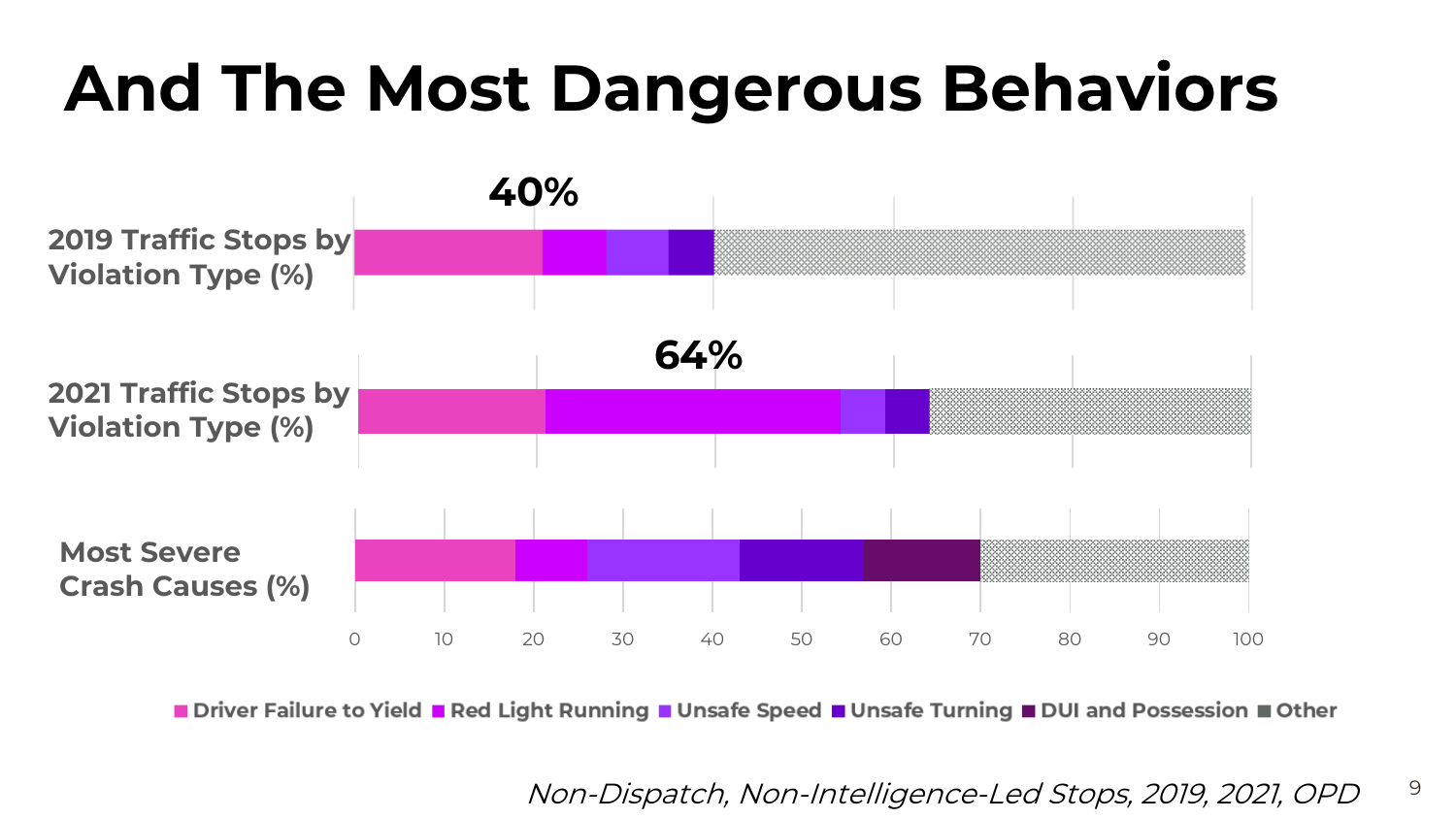# And The Most Dangerous Behaviors

40%

2019 Traffic Stops by Violation Type (%)

64%

2021 Traffic Stops by Violation Type (%)

Most Severe Crash Causes (%)

0 10 20 30 40 50 60 70 80 90 100

Driver Failure to Yield | Red Light Running | Unsafe Speed | Unsafe Turning | DUI and Possession | Other

*Non-Dispatch, Non-Intelligence-Led Stops, 2019, 2021, OPD*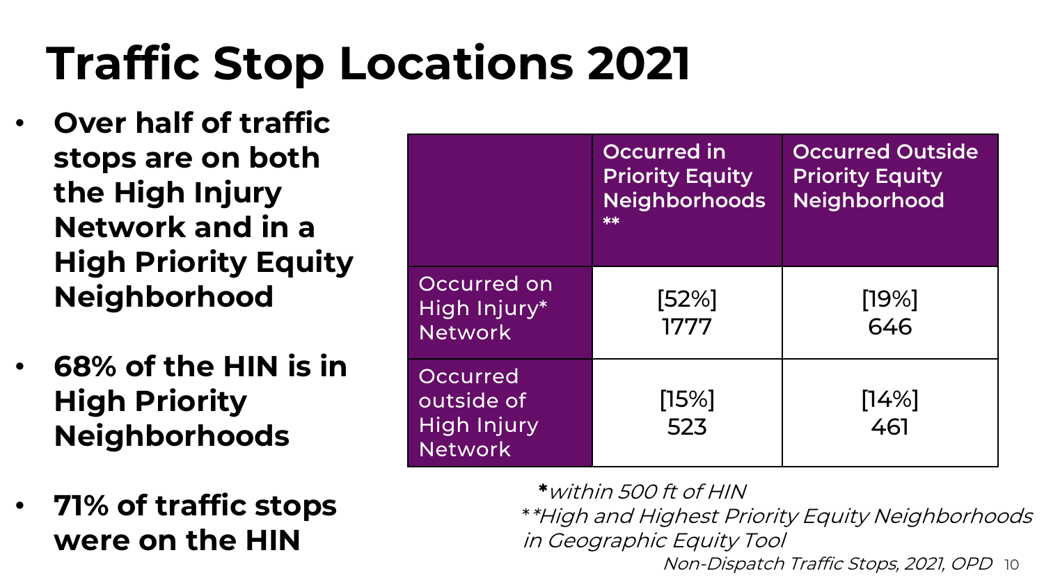# Traffic Stop Locations 2021

- **Over half of traffic stops are on both the High Injury Network and in a High Priority Equity Neighborhood**
- **68% of the HIN is in High Priority Neighborhoods**
- **71% of traffic stops were on the HIN**

| | Occurred in Priority Equity Neighborhoods ** | Occurred Outside Priority Equity Neighborhood |
|---|---|---|
| Occurred on High Injury* Network | [52%] 1777 | [19%] 646 |
| Occurred outside of High Injury Network | [15%] 523 | [14%] 461 |

***** *within 500 ft of HIN*

*\*\*High and Highest Priority Equity Neighborhoods in Geographic Equity Tool*

*Non-Dispatch Traffic Stops, 2021, OPD*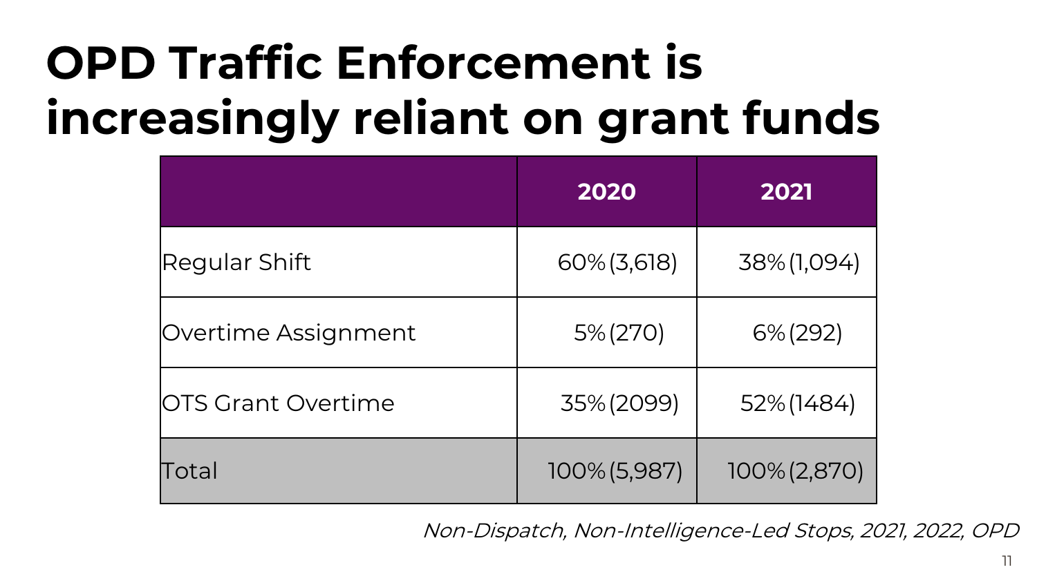# OPD Traffic Enforcement is increasingly reliant on grant funds

| | 2020 | 2021 |
|---|---|---|
| Regular Shift | 60% (3,618) | 38% (1,094) |
| Overtime Assignment | 5% (270) | 6% (292) |
| OTS Grant Overtime | 35% (2099) | 52% (1484) |
| Total | 100% (5,987) | 100% (2,870) |

*Non-Dispatch, Non-Intelligence-Led Stops, 2021, 2022, OPD*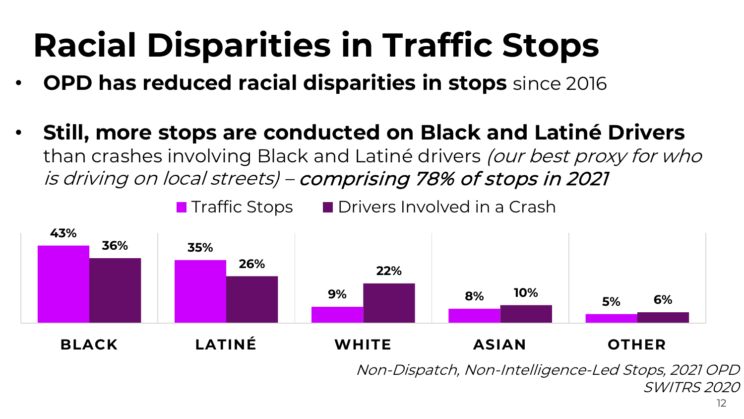# Racial Disparities in Traffic Stops

- **OPD has reduced racial disparities in stops** since 2016
- **Still, more stops are conducted on Black and Latiné Drivers** than crashes involving Black and Latiné drivers *(our best proxy for who is driving on local streets) – comprising 78% of stops in 2021*

| | Traffic Stops | Drivers Involved in a Crash |
|---|---|---|
| BLACK | 43% | 36% |
| LATINÉ | 35% | 26% |
| WHITE | 9% | 22% |
| ASIAN | 8% | 10% |
| OTHER | 5% | 6% |

*Non-Dispatch, Non-Intelligence-Led Stops, 2021 OPD*
*SWITRS 2020*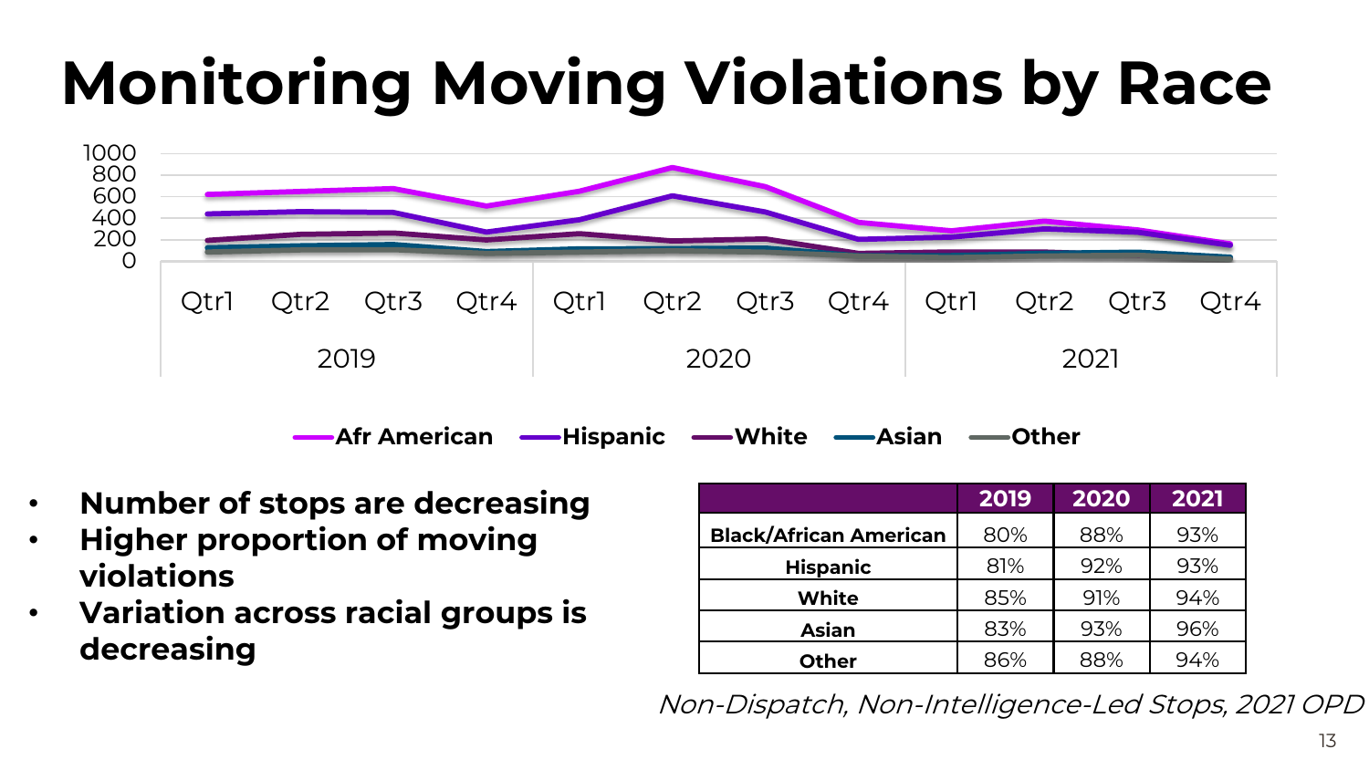# Monitoring Moving Violations by Race

1000
800
600
400
200
0

Qtr1 Qtr2 Qtr3 Qtr4 Qtr1 Qtr2 Qtr3 Qtr4 Qtr1 Qtr2 Qtr3 Qtr4

2019 2020 2021

Afr American Hispanic White Asian Other

- **Number of stops are decreasing**
- **Higher proportion of moving violations**
- **Variation across racial groups is decreasing**

| | 2019 | 2020 | 2021 |
|---|---|---|---|
| **Black/African American** | 80% | 88% | 93% |
| **Hispanic** | 81% | 92% | 93% |
| **White** | 85% | 91% | 94% |
| **Asian** | 83% | 93% | 96% |
| **Other** | 86% | 88% | 94% |

*Non-Dispatch, Non-Intelligence-Led Stops, 2021 OPD*